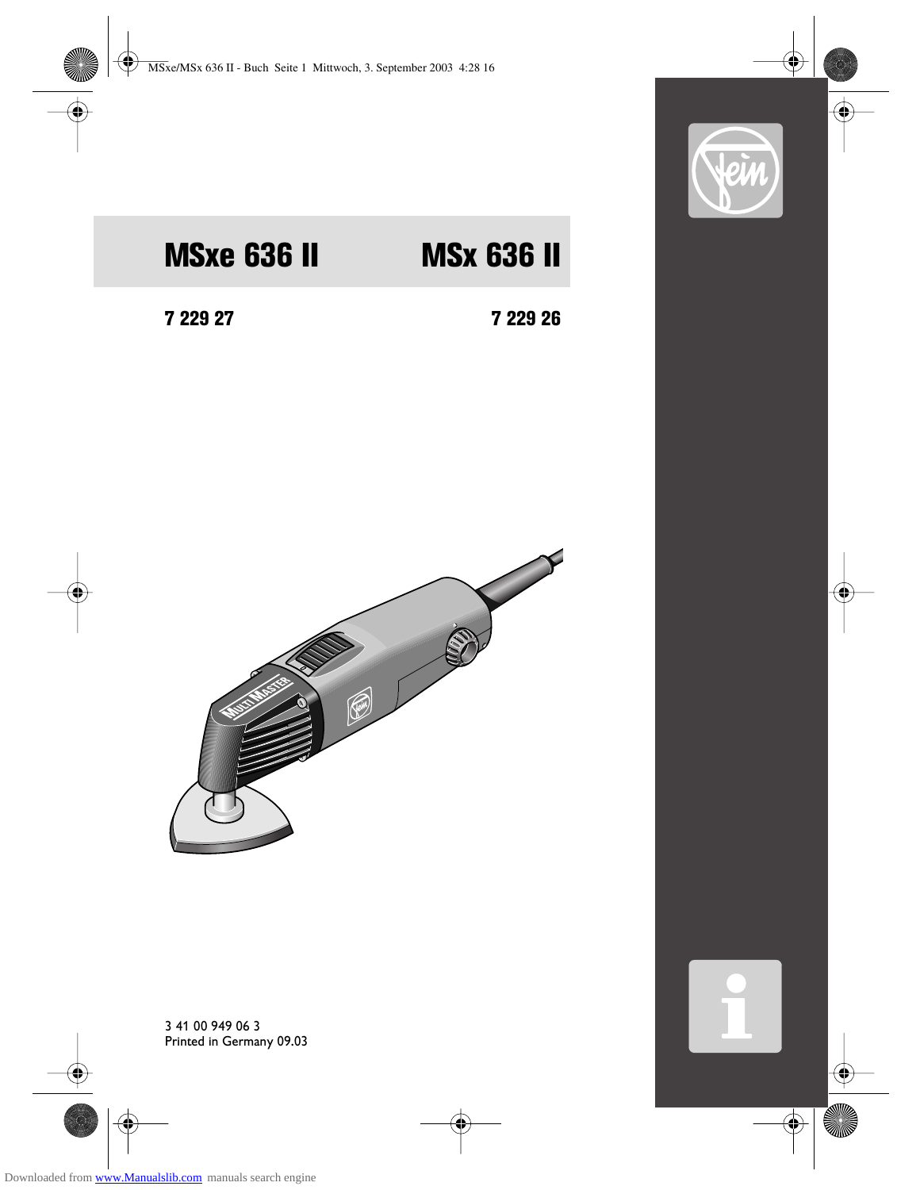# MSxe 636 II MSx 636 II

**7 229 27** **7 229 26**

3 41 00 949 06 3
Printed in Germany 09.03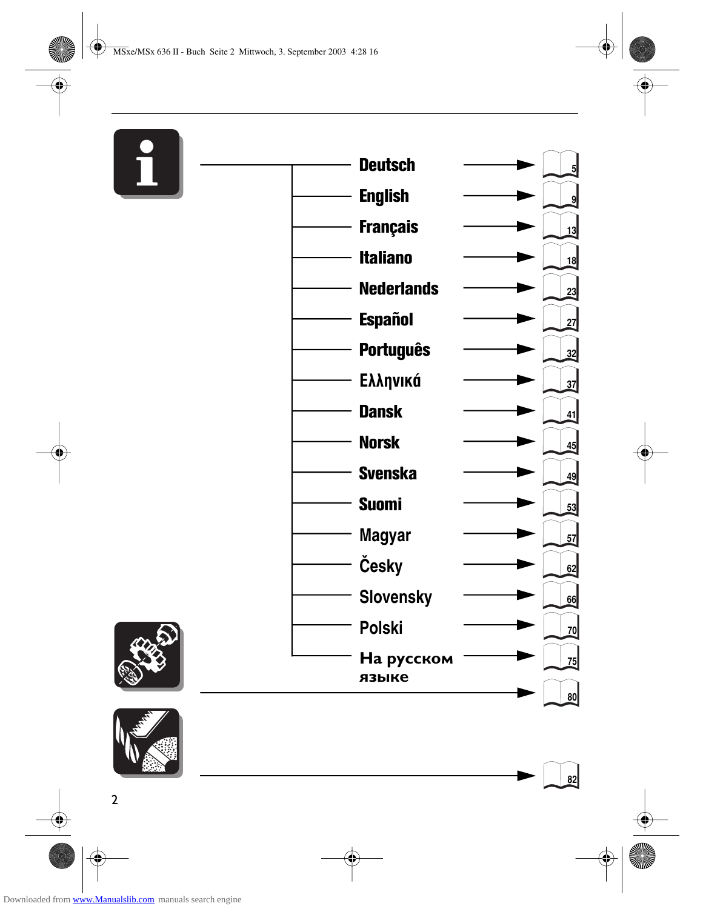| Language | Page |
| --- | --- |
| Deutsch | 5 |
| English | 9 |
| Français | 13 |
| Italiano | 18 |
| Nederlands | 23 |
| Español | 27 |
| Português | 32 |
| Ελληνικά | 37 |
| Dansk | 41 |
| Norsk | 45 |
| Svenska | 49 |
| Suomi | 53 |
| Magyar | 57 |
| Česky | 62 |
| Slovensky | 66 |
| Polski | 70 |
| На русском языке | 75 |
|  | 80 |
|  | 82 |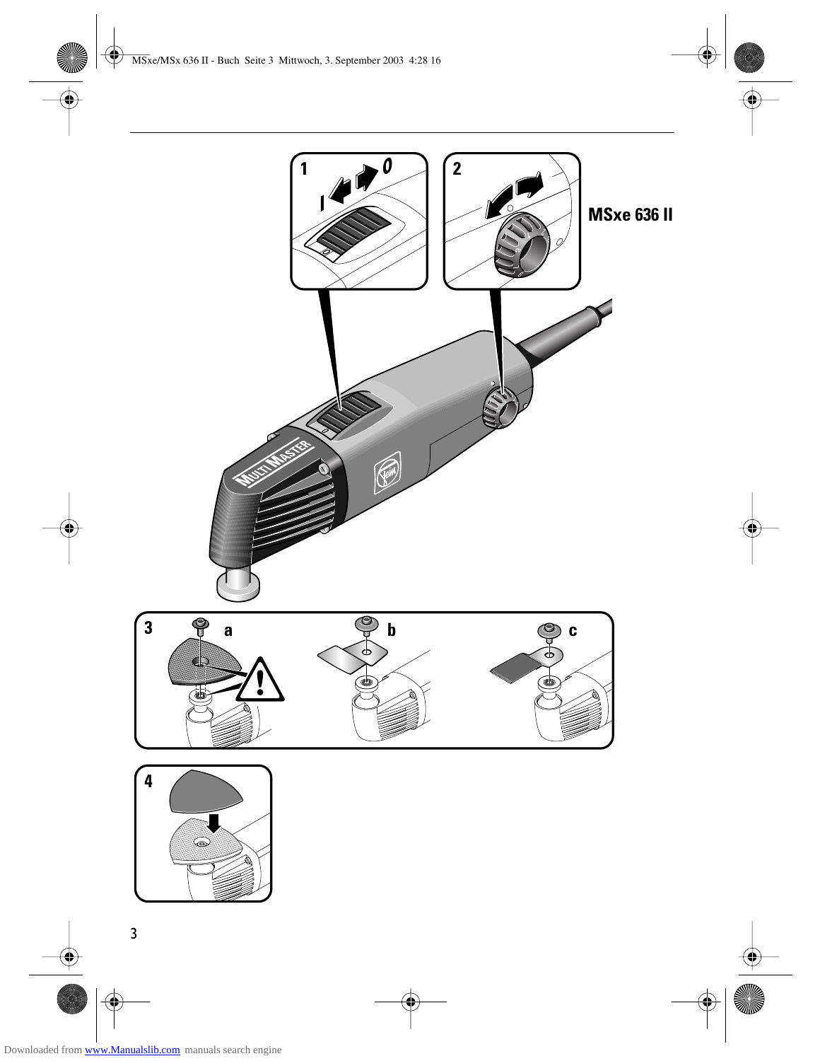MSxe 636 II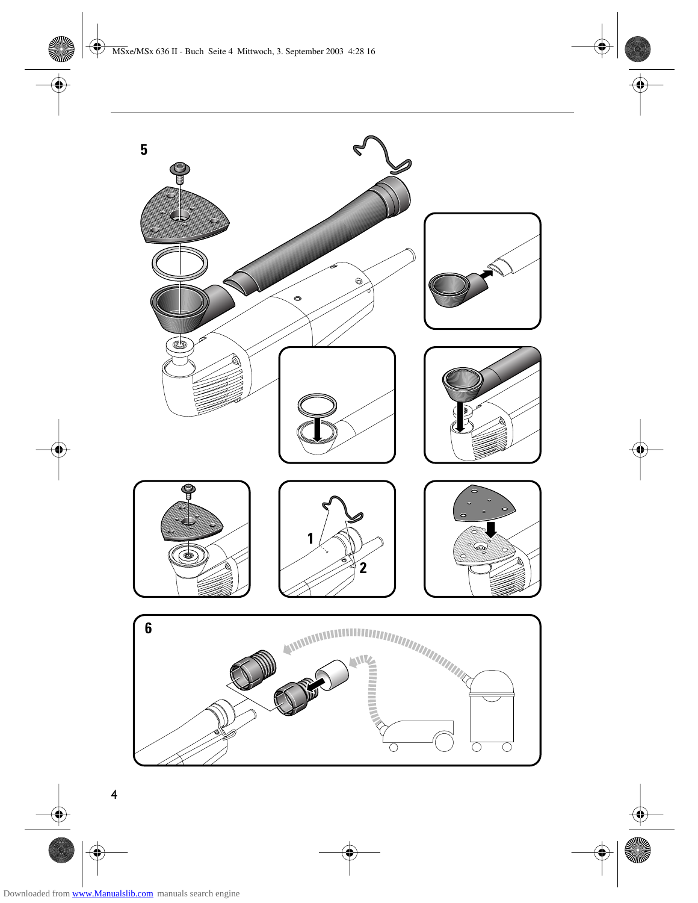5

1

2

6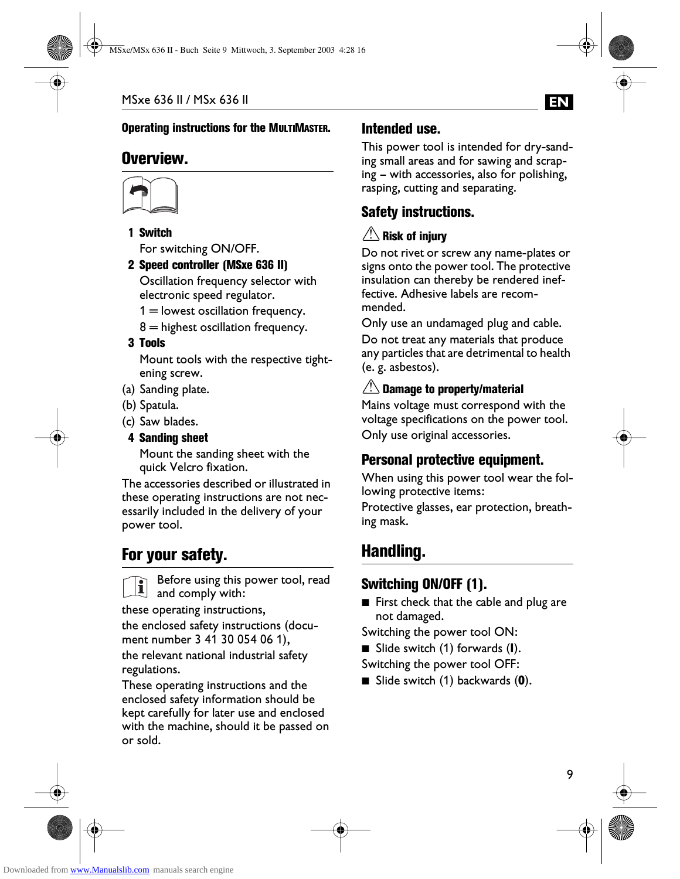**Operating instructions for the MULTIMASTER.**

## Overview.

**1 Switch**
For switching ON/OFF.

**2 Speed controller (MSxe 636 II)**
Oscillation frequency selector with electronic speed regulator.
1 = lowest oscillation frequency.
8 = highest oscillation frequency.

**3 Tools**
Mount tools with the respective tightening screw.

(a) Sanding plate.
(b) Spatula.
(c) Saw blades.

**4 Sanding sheet**
Mount the sanding sheet with the quick Velcro fixation.

The accessories described or illustrated in these operating instructions are not necessarily included in the delivery of your power tool.

## For your safety.

Before using this power tool, read and comply with:

these operating instructions,

the enclosed safety instructions (document number 3 41 30 054 06 1),

the relevant national industrial safety regulations.

These operating instructions and the enclosed safety information should be kept carefully for later use and enclosed with the machine, should it be passed on or sold.

### Intended use.

This power tool is intended for dry-sanding small areas and for sawing and scraping – with accessories, also for polishing, rasping, cutting and separating.

### Safety instructions.

**⚠ Risk of injury**

Do not rivet or screw any name-plates or signs onto the power tool. The protective insulation can thereby be rendered ineffective. Adhesive labels are recommended.

Only use an undamaged plug and cable.

Do not treat any materials that produce any particles that are detrimental to health (e. g. asbestos).

**⚠ Damage to property/material**

Mains voltage must correspond with the voltage specifications on the power tool.

Only use original accessories.

### Personal protective equipment.

When using this power tool wear the following protective items:

Protective glasses, ear protection, breathing mask.

## Handling.

### Switching ON/OFF (1).

- First check that the cable and plug are not damaged.

Switching the power tool ON:

- Slide switch (1) forwards (**I**).

Switching the power tool OFF:

- Slide switch (1) backwards (**0**).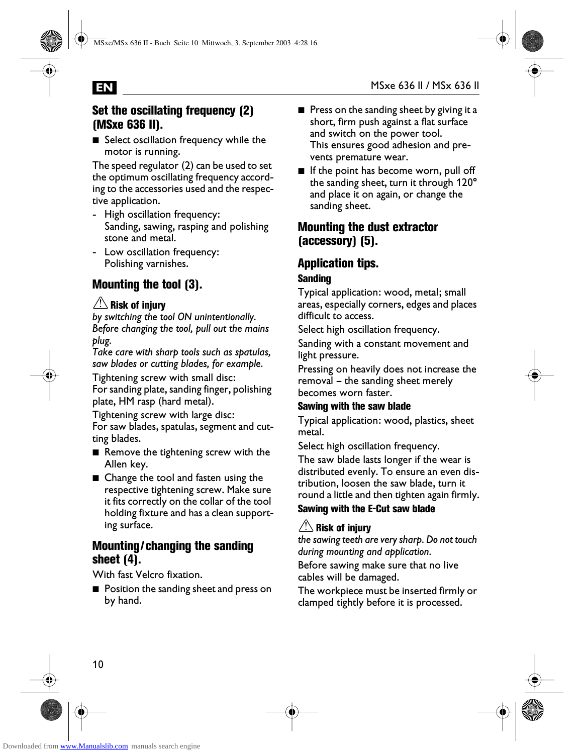## Set the oscillating frequency (2) (MSxe 636 II).

- Select oscillation frequency while the motor is running.

The speed regulator (2) can be used to set the optimum oscillating frequency according to the accessories used and the respective application.

- High oscillation frequency: Sanding, sawing, rasping and polishing stone and metal.
- Low oscillation frequency: Polishing varnishes.

## Mounting the tool (3).

⚠ **Risk of injury**

*by switching the tool ON unintentionally. Before changing the tool, pull out the mains plug.*

*Take care with sharp tools such as spatulas, saw blades or cutting blades, for example.*

Tightening screw with small disc:
For sanding plate, sanding finger, polishing plate, HM rasp (hard metal).

Tightening screw with large disc:
For saw blades, spatulas, segment and cutting blades.

- Remove the tightening screw with the Allen key.
- Change the tool and fasten using the respective tightening screw. Make sure it fits correctly on the collar of the tool holding fixture and has a clean supporting surface.

## Mounting/changing the sanding sheet (4).

With fast Velcro fixation.

- Position the sanding sheet and press on by hand.
- Press on the sanding sheet by giving it a short, firm push against a flat surface and switch on the power tool.
  This ensures good adhesion and prevents premature wear.
- If the point has become worn, pull off the sanding sheet, turn it through 120° and place it on again, or change the sanding sheet.

## Mounting the dust extractor (accessory) (5).

## Application tips.

### Sanding

Typical application: wood, metal; small areas, especially corners, edges and places difficult to access.

Select high oscillation frequency.

Sanding with a constant movement and light pressure.

Pressing on heavily does not increase the removal – the sanding sheet merely becomes worn faster.

### Sawing with the saw blade

Typical application: wood, plastics, sheet metal.

Select high oscillation frequency.

The saw blade lasts longer if the wear is distributed evenly. To ensure an even distribution, loosen the saw blade, turn it round a little and then tighten again firmly.

### Sawing with the E-Cut saw blade

⚠ **Risk of injury**

*the sawing teeth are very sharp. Do not touch during mounting and application.*

Before sawing make sure that no live cables will be damaged.

The workpiece must be inserted firmly or clamped tightly before it is processed.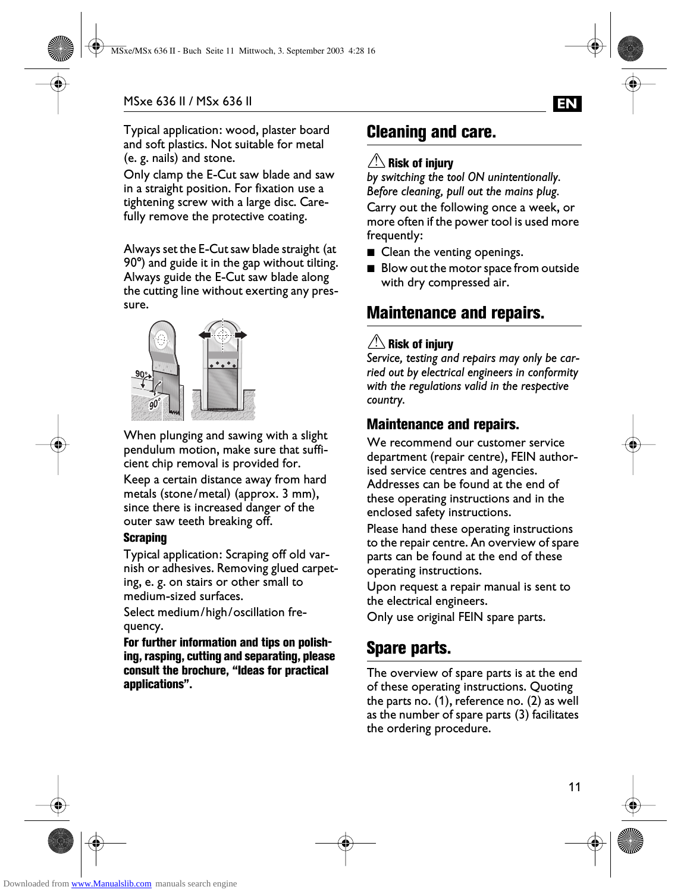Typical application: wood, plaster board and soft plastics. Not suitable for metal (e. g. nails) and stone.

Only clamp the E-Cut saw blade and saw in a straight position. For fixation use a tightening screw with a large disc. Carefully remove the protective coating.

Always set the E-Cut saw blade straight (at 90°) and guide it in the gap without tilting. Always guide the E-Cut saw blade along the cutting line without exerting any pressure.

When plunging and sawing with a slight pendulum motion, make sure that sufficient chip removal is provided for.

Keep a certain distance away from hard metals (stone/metal) (approx. 3 mm), since there is increased danger of the outer saw teeth breaking off.

**Scraping**

Typical application: Scraping off old varnish or adhesives. Removing glued carpeting, e. g. on stairs or other small to medium-sized surfaces.

Select medium/high/oscillation frequency.

**For further information and tips on polishing, rasping, cutting and separating, please consult the brochure, "Ideas for practical applications".**

## Cleaning and care.

⚠ **Risk of injury**

*by switching the tool ON unintentionally. Before cleaning, pull out the mains plug.*

Carry out the following once a week, or more often if the power tool is used more frequently:

- Clean the venting openings.
- Blow out the motor space from outside with dry compressed air.

## Maintenance and repairs.

⚠ **Risk of injury**

*Service, testing and repairs may only be carried out by electrical engineers in conformity with the regulations valid in the respective country.*

### Maintenance and repairs.

We recommend our customer service department (repair centre), FEIN authorised service centres and agencies. Addresses can be found at the end of these operating instructions and in the enclosed safety instructions.

Please hand these operating instructions to the repair centre. An overview of spare parts can be found at the end of these operating instructions.

Upon request a repair manual is sent to the electrical engineers.

Only use original FEIN spare parts.

## Spare parts.

The overview of spare parts is at the end of these operating instructions. Quoting the parts no. (1), reference no. (2) as well as the number of spare parts (3) facilitates the ordering procedure.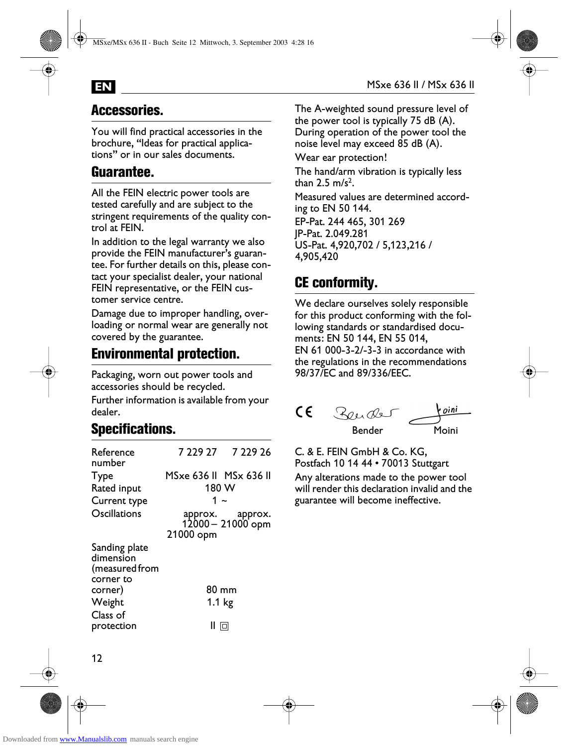## Accessories.

You will find practical accessories in the brochure, "Ideas for practical applications" or in our sales documents.

## Guarantee.

All the FEIN electric power tools are tested carefully and are subject to the stringent requirements of the quality control at FEIN.

In addition to the legal warranty we also provide the FEIN manufacturer's guarantee. For further details on this, please contact your specialist dealer, your national FEIN representative, or the FEIN customer service centre.

Damage due to improper handling, overloading or normal wear are generally not covered by the guarantee.

## Environmental protection.

Packaging, worn out power tools and accessories should be recycled.

Further information is available from your dealer.

## Specifications.

| | | |
|---|---|---|
| Reference number | 7 229 27 | 7 229 26 |
| Type | MSxe 636 II | MSx 636 II |
| Rated input | 180 W | |
| Current type | 1 ~ | |
| Oscillations | approx. 12000 – 21000 opm | approx. 21000 opm |
| Sanding plate dimension (measured from corner to corner) | 80 mm | |
| Weight | 1.1 kg | |
| Class of protection | II ⧈ | |

The A-weighted sound pressure level of the power tool is typically 75 dB (A). During operation of the power tool the noise level may exceed 85 dB (A).

Wear ear protection!

The hand/arm vibration is typically less than 2.5 m/s$^2$.

Measured values are determined according to EN 50 144.

EP-Pat. 244 465, 301 269
JP-Pat. 2.049.281
US-Pat. 4,920,702 / 5,123,216 / 4,905,420

## CE conformity.

We declare ourselves solely responsible for this product conforming with the following standards or standardised documents: EN 50 144, EN 55 014, EN 61 000-3-2/-3-3 in accordance with the regulations in the recommendations 98/37/EC and 89/336/EEC.

CE

Bender Moini

C. & E. FEIN GmbH & Co. KG,
Postfach 10 14 44 • 70013 Stuttgart

Any alterations made to the power tool will render this declaration invalid and the guarantee will become ineffective.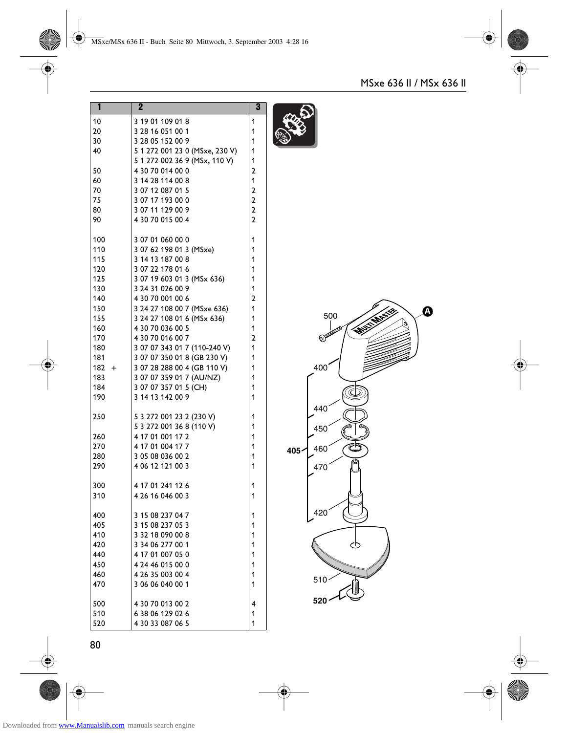## MSxe 636 II / MSx 636 II

| 1 | 2 | 3 |
|---|---|---|
| 10 | 3 19 01 109 01 8 | 1 |
| 20 | 3 28 16 051 00 1 | 1 |
| 30 | 3 28 05 152 00 9 | 1 |
| 40 | 5 1 272 001 23 0 (MSxe, 230 V) | 1 |
| | 5 1 272 002 36 9 (MSx, 110 V) | 1 |
| 50 | 4 30 70 014 00 0 | 2 |
| 60 | 3 14 28 114 00 8 | 1 |
| 70 | 3 07 12 087 01 5 | 2 |
| 75 | 3 07 17 193 00 0 | 2 |
| 80 | 3 07 11 129 00 9 | 2 |
| 90 | 4 30 70 015 00 4 | 2 |
| | | |
| 100 | 3 07 01 060 00 0 | 1 |
| 110 | 3 07 62 198 01 3 (MSxe) | 1 |
| 115 | 3 14 13 187 00 8 | 1 |
| 120 | 3 07 22 178 01 6 | 1 |
| 125 | 3 07 19 603 01 3 (MSx 636) | 1 |
| 130 | 3 24 31 026 00 9 | 1 |
| 140 | 4 30 70 001 00 6 | 2 |
| 150 | 3 24 27 108 00 7 (MSxe 636) | 1 |
| 155 | 3 24 27 108 01 6 (MSx 636) | 1 |
| 160 | 4 30 70 036 00 5 | 1 |
| 170 | 4 30 70 016 00 7 | 2 |
| 180 | 3 07 07 343 01 7 (110-240 V) | 1 |
| 181 | 3 07 07 350 01 8 (GB 230 V) | 1 |
| 182 + | 3 07 28 288 00 4 (GB 110 V) | 1 |
| 183 | 3 07 07 359 01 7 (AU/NZ) | 1 |
| 184 | 3 07 07 357 01 5 (CH) | 1 |
| 190 | 3 14 13 142 00 9 | 1 |
| | | |
| 250 | 5 3 272 001 23 2 (230 V) | 1 |
| | 5 3 272 001 36 8 (110 V) | 1 |
| 260 | 4 17 01 001 17 2 | 1 |
| 270 | 4 17 01 004 17 7 | 1 |
| 280 | 3 05 08 036 00 2 | 1 |
| 290 | 4 06 12 121 00 3 | 1 |
| | | |
| 300 | 4 17 01 241 12 6 | 1 |
| 310 | 4 26 16 046 00 3 | 1 |
| | | |
| 400 | 3 15 08 237 04 7 | 1 |
| 405 | 3 15 08 237 05 3 | 1 |
| 410 | 3 32 18 090 00 8 | 1 |
| 420 | 3 34 06 277 00 1 | 1 |
| 440 | 4 17 01 007 05 0 | 1 |
| 450 | 4 24 46 015 00 0 | 1 |
| 460 | 4 26 35 003 00 4 | 1 |
| 470 | 3 06 06 040 00 1 | 1 |
| | | |
| 500 | 4 30 70 013 00 2 | 4 |
| 510 | 6 38 06 129 02 6 | 1 |
| 520 | 4 30 33 087 06 5 | 1 |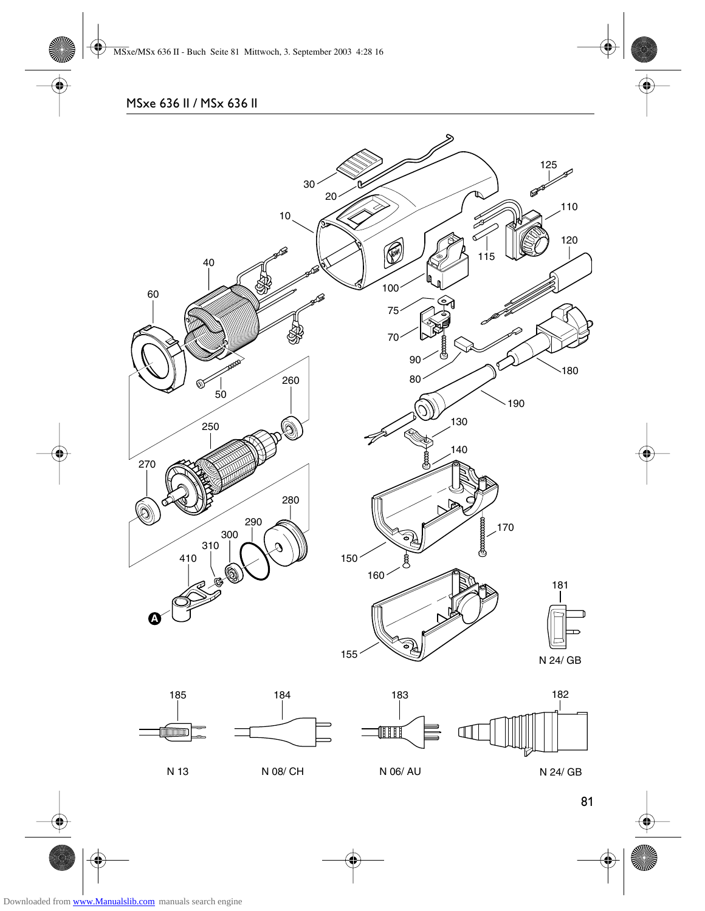## MSxe 636 II / MSx 636 II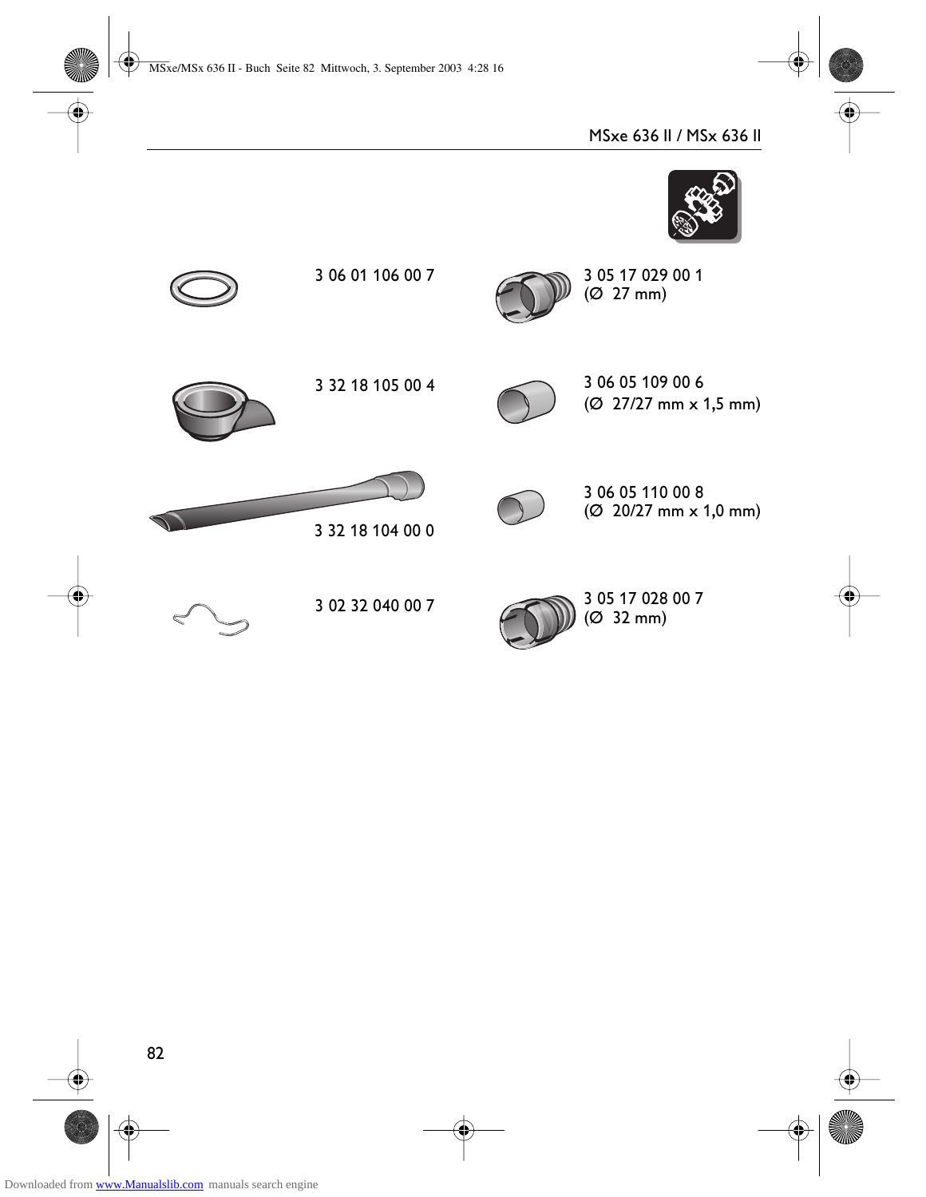3 06 01 106 00 7

3 05 17 029 00 1
(Ø 27 mm)

3 32 18 105 00 4

3 06 05 109 00 6
(Ø 27/27 mm x 1,5 mm)

3 32 18 104 00 0

3 06 05 110 00 8
(Ø 20/27 mm x 1,0 mm)

3 02 32 040 00 7

3 05 17 028 00 7
(Ø 32 mm)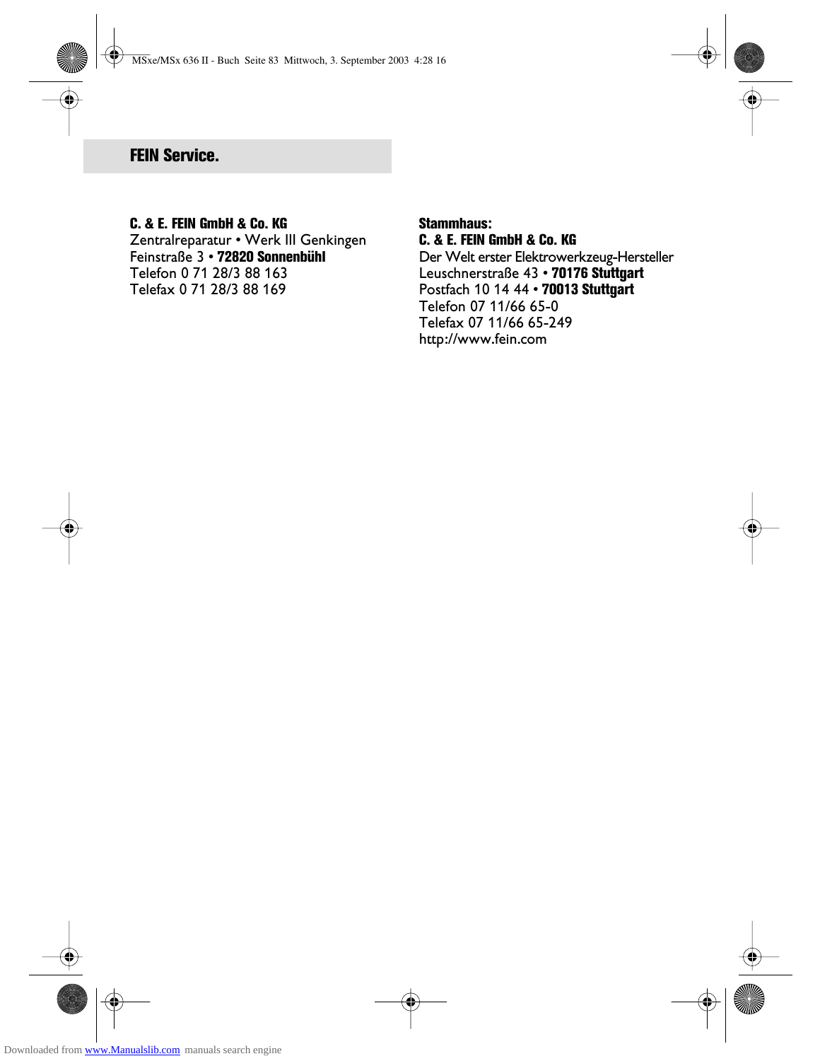## FEIN Service.

**C. & E. FEIN GmbH & Co. KG**
Zentralreparatur • Werk III Genkingen
Feinstraße 3 • **72820 Sonnenbühl**
Telefon 0 71 28/3 88 163
Telefax 0 71 28/3 88 169

**Stammhaus:**
**C. & E. FEIN GmbH & Co. KG**
Der Welt erster Elektrowerkzeug-Hersteller
Leuschnerstraße 43 • **70176 Stuttgart**
Postfach 10 14 44 • **70013 Stuttgart**
Telefon 07 11/66 65-0
Telefax 07 11/66 65-249
http://www.fein.com